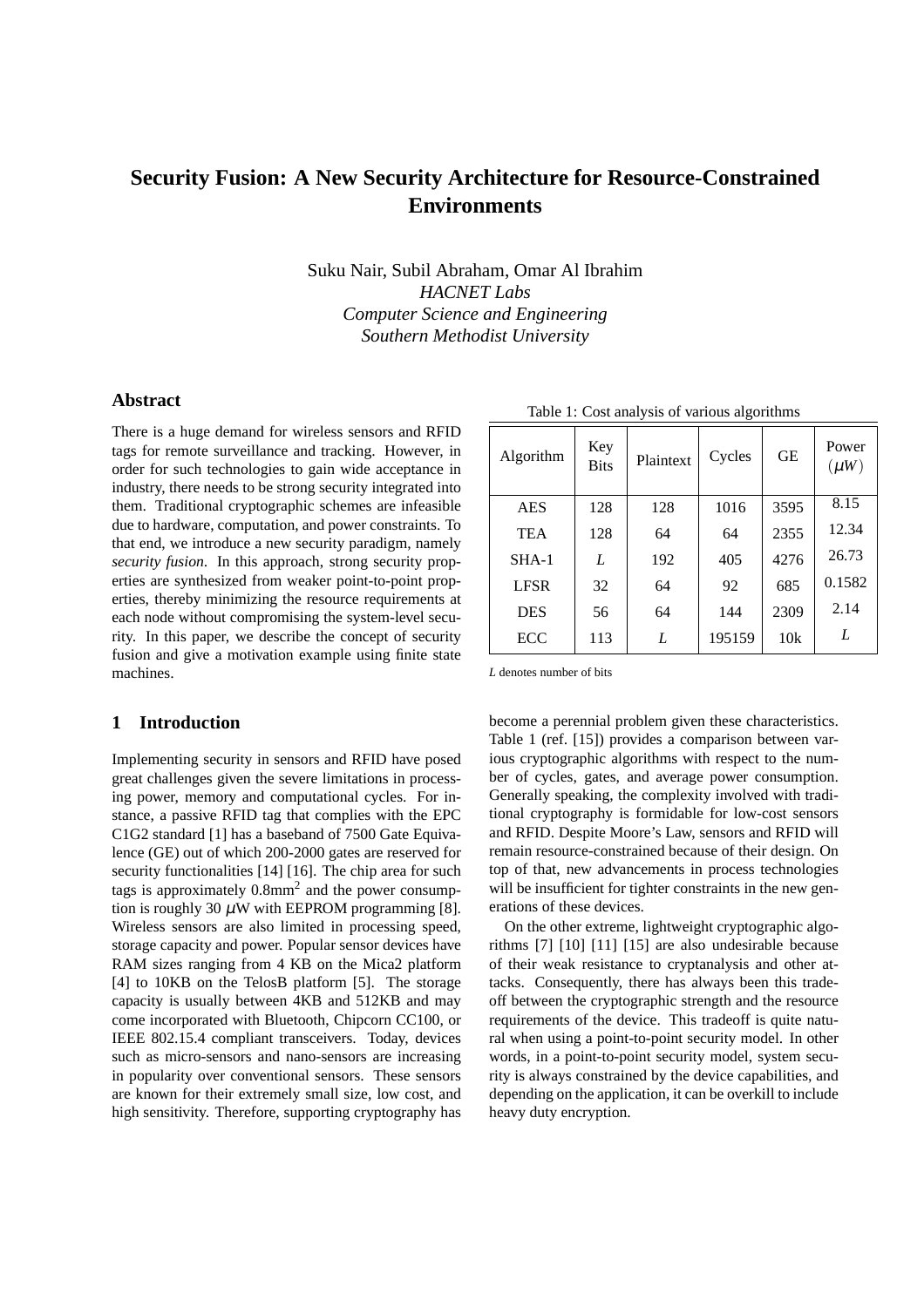// Security Fusion: A New Security Architecture for Resource-Constrained Environments

Suku Nair, Subil Abraham, Omar Al Ibrahim
*HACNET Labs*
*Computer Science and Engineering*
*Southern Methodist University*

## Abstract

There is a huge demand for wireless sensors and RFID tags for remote surveillance and tracking. However, in order for such technologies to gain wide acceptance in industry, there needs to be strong security integrated into them. Traditional cryptographic schemes are infeasible due to hardware, computation, and power constraints. To that end, we introduce a new security paradigm, namely *security fusion*. In this approach, strong security properties are synthesized from weaker point-to-point properties, thereby minimizing the resource requirements at each node without compromising the system-level security. In this paper, we describe the concept of security fusion and give a motivation example using finite state machines.

## 1 Introduction

Implementing security in sensors and RFID have posed great challenges given the severe limitations in processing power, memory and computational cycles. For instance, a passive RFID tag that complies with the EPC C1G2 standard [1] has a baseband of 7500 Gate Equivalence (GE) out of which 200-2000 gates are reserved for security functionalities [14] [16]. The chip area for such tags is approximately 0.8mm$^2$ and the power consumption is roughly 30 $\mu$W with EEPROM programming [8]. Wireless sensors are also limited in processing speed, storage capacity and power. Popular sensor devices have RAM sizes ranging from 4 KB on the Mica2 platform [4] to 10KB on the TelosB platform [5]. The storage capacity is usually between 4KB and 512KB and may come incorporated with Bluetooth, Chipcorn CC100, or IEEE 802.15.4 compliant transceivers. Today, devices such as micro-sensors and nano-sensors are increasing in popularity over conventional sensors. These sensors are known for their extremely small size, low cost, and high sensitivity. Therefore, supporting cryptography has become a perennial problem given these characteristics. Table 1 (ref. [15]) provides a comparison between various cryptographic algorithms with respect to the number of cycles, gates, and average power consumption. Generally speaking, the complexity involved with traditional cryptography is formidable for low-cost sensors and RFID. Despite Moore's Law, sensors and RFID will remain resource-constrained because of their design. On top of that, new advancements in process technologies will be insufficient for tighter constraints in the new generations of these devices.

Table 1: Cost analysis of various algorithms

| Algorithm | Key Bits | Plaintext | Cycles | GE | Power ($\mu W$) |
|---|---|---|---|---|---|
| AES | 128 | 128 | 1016 | 3595 | 8.15 |
| TEA | 128 | 64 | 64 | 2355 | 12.34 |
| SHA-1 | *L* | 192 | 405 | 4276 | 26.73 |
| LFSR | 32 | 64 | 92 | 685 | 0.1582 |
| DES | 56 | 64 | 144 | 2309 | 2.14 |
| ECC | 113 | *L* | 195159 | 10k | *L* |

*L* denotes number of bits

On the other extreme, lightweight cryptographic algorithms [7] [10] [11] [15] are also undesirable because of their weak resistance to cryptanalysis and other attacks. Consequently, there has always been this tradeoff between the cryptographic strength and the resource requirements of the device. This tradeoff is quite natural when using a point-to-point security model. In other words, in a point-to-point security model, system security is always constrained by the device capabilities, and depending on the application, it can be overkill to include heavy duty encryption.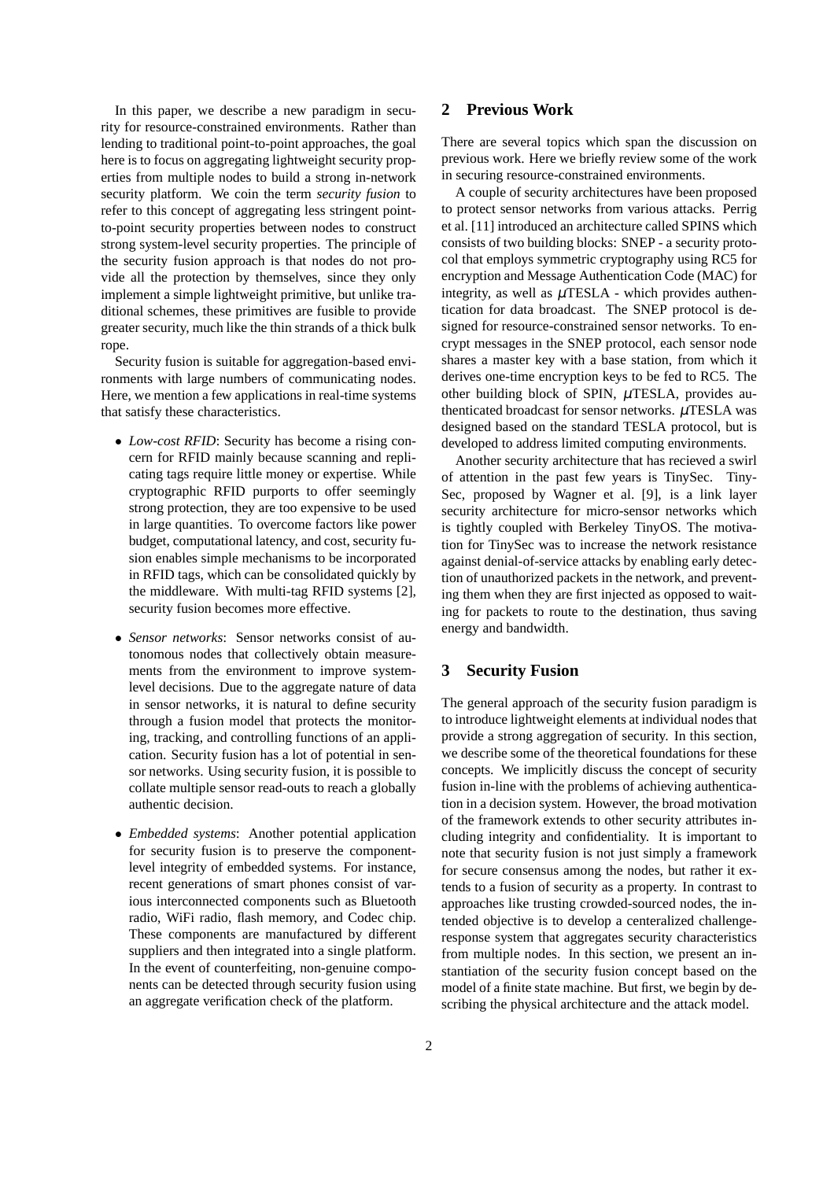In this paper, we describe a new paradigm in security for resource-constrained environments. Rather than lending to traditional point-to-point approaches, the goal here is to focus on aggregating lightweight security properties from multiple nodes to build a strong in-network security platform. We coin the term *security fusion* to refer to this concept of aggregating less stringent point-to-point security properties between nodes to construct strong system-level security properties. The principle of the security fusion approach is that nodes do not provide all the protection by themselves, since they only implement a simple lightweight primitive, but unlike traditional schemes, these primitives are fusible to provide greater security, much like the thin strands of a thick bulk rope.

Security fusion is suitable for aggregation-based environments with large numbers of communicating nodes. Here, we mention a few applications in real-time systems that satisfy these characteristics.

- *Low-cost RFID*: Security has become a rising concern for RFID mainly because scanning and replicating tags require little money or expertise. While cryptographic RFID purports to offer seemingly strong protection, they are too expensive to be used in large quantities. To overcome factors like power budget, computational latency, and cost, security fusion enables simple mechanisms to be incorporated in RFID tags, which can be consolidated quickly by the middleware. With multi-tag RFID systems [2], security fusion becomes more effective.
- *Sensor networks*: Sensor networks consist of autonomous nodes that collectively obtain measurements from the environment to improve system-level decisions. Due to the aggregate nature of data in sensor networks, it is natural to define security through a fusion model that protects the monitoring, tracking, and controlling functions of an application. Security fusion has a lot of potential in sensor networks. Using security fusion, it is possible to collate multiple sensor read-outs to reach a globally authentic decision.
- *Embedded systems*: Another potential application for security fusion is to preserve the component-level integrity of embedded systems. For instance, recent generations of smart phones consist of various interconnected components such as Bluetooth radio, WiFi radio, flash memory, and Codec chip. These components are manufactured by different suppliers and then integrated into a single platform. In the event of counterfeiting, non-genuine components can be detected through security fusion using an aggregate verification check of the platform.

## 2 Previous Work

There are several topics which span the discussion on previous work. Here we briefly review some of the work in securing resource-constrained environments.

A couple of security architectures have been proposed to protect sensor networks from various attacks. Perrig et al. [11] introduced an architecture called SPINS which consists of two building blocks: SNEP - a security protocol that employs symmetric cryptography using RC5 for encryption and Message Authentication Code (MAC) for integrity, as well as $\mu$TESLA - which provides authentication for data broadcast. The SNEP protocol is designed for resource-constrained sensor networks. To encrypt messages in the SNEP protocol, each sensor node shares a master key with a base station, from which it derives one-time encryption keys to be fed to RC5. The other building block of SPIN, $\mu$TESLA, provides authenticated broadcast for sensor networks. $\mu$TESLA was designed based on the standard TESLA protocol, but is developed to address limited computing environments.

Another security architecture that has recieved a swirl of attention in the past few years is TinySec. TinySec, proposed by Wagner et al. [9], is a link layer security architecture for micro-sensor networks which is tightly coupled with Berkeley TinyOS. The motivation for TinySec was to increase the network resistance against denial-of-service attacks by enabling early detection of unauthorized packets in the network, and preventing them when they are first injected as opposed to waiting for packets to route to the destination, thus saving energy and bandwidth.

## 3 Security Fusion

The general approach of the security fusion paradigm is to introduce lightweight elements at individual nodes that provide a strong aggregation of security. In this section, we describe some of the theoretical foundations for these concepts. We implicitly discuss the concept of security fusion in-line with the problems of achieving authentication in a decision system. However, the broad motivation of the framework extends to other security attributes including integrity and confidentiality. It is important to note that security fusion is not just simply a framework for secure consensus among the nodes, but rather it extends to a fusion of security as a property. In contrast to approaches like trusting crowded-sourced nodes, the intended objective is to develop a centeralized challenge-response system that aggregates security characteristics from multiple nodes. In this section, we present an instantiation of the security fusion concept based on the model of a finite state machine. But first, we begin by describing the physical architecture and the attack model.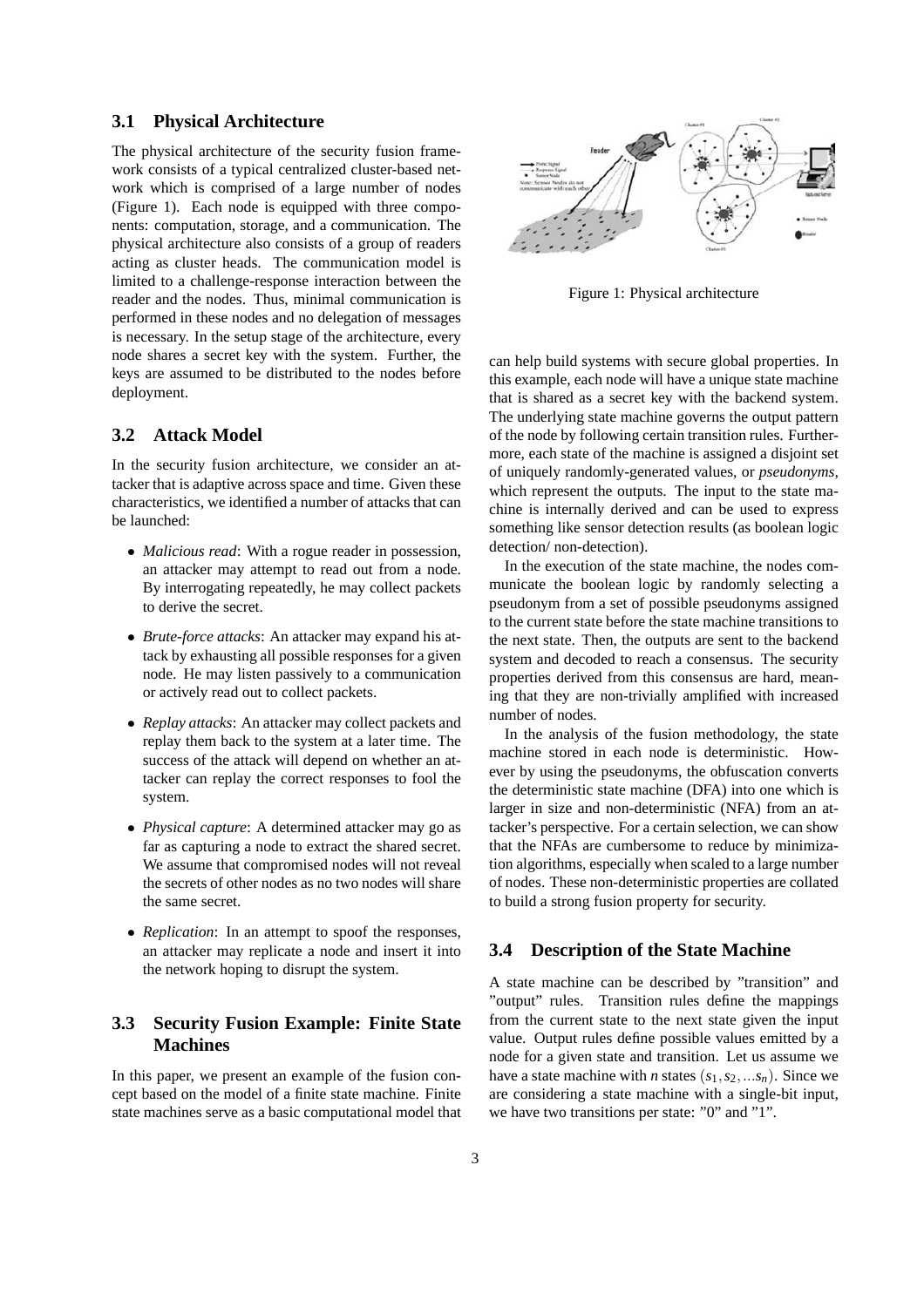### 3.1 Physical Architecture

The physical architecture of the security fusion framework consists of a typical centralized cluster-based network which is comprised of a large number of nodes (Figure 1). Each node is equipped with three components: computation, storage, and a communication. The physical architecture also consists of a group of readers acting as cluster heads. The communication model is limited to a challenge-response interaction between the reader and the nodes. Thus, minimal communication is performed in these nodes and no delegation of messages is necessary. In the setup stage of the architecture, every node shares a secret key with the system. Further, the keys are assumed to be distributed to the nodes before deployment.

Figure 1: Physical architecture

### 3.2 Attack Model

In the security fusion architecture, we consider an attacker that is adaptive across space and time. Given these characteristics, we identified a number of attacks that can be launched:

- *Malicious read*: With a rogue reader in possession, an attacker may attempt to read out from a node. By interrogating repeatedly, he may collect packets to derive the secret.
- *Brute-force attacks*: An attacker may expand his attack by exhausting all possible responses for a given node. He may listen passively to a communication or actively read out to collect packets.
- *Replay attacks*: An attacker may collect packets and replay them back to the system at a later time. The success of the attack will depend on whether an attacker can replay the correct responses to fool the system.
- *Physical capture*: A determined attacker may go as far as capturing a node to extract the shared secret. We assume that compromised nodes will not reveal the secrets of other nodes as no two nodes will share the same secret.
- *Replication*: In an attempt to spoof the responses, an attacker may replicate a node and insert it into the network hoping to disrupt the system.

### 3.3 Security Fusion Example: Finite State Machines

In this paper, we present an example of the fusion concept based on the model of a finite state machine. Finite state machines serve as a basic computational model that can help build systems with secure global properties. In this example, each node will have a unique state machine that is shared as a secret key with the backend system. The underlying state machine governs the output pattern of the node by following certain transition rules. Furthermore, each state of the machine is assigned a disjoint set of uniquely randomly-generated values, or *pseudonyms*, which represent the outputs. The input to the state machine is internally derived and can be used to express something like sensor detection results (as boolean logic detection/ non-detection).

In the execution of the state machine, the nodes communicate the boolean logic by randomly selecting a pseudonym from a set of possible pseudonyms assigned to the current state before the state machine transitions to the next state. Then, the outputs are sent to the backend system and decoded to reach a consensus. The security properties derived from this consensus are hard, meaning that they are non-trivially amplified with increased number of nodes.

In the analysis of the fusion methodology, the state machine stored in each node is deterministic. However by using the pseudonyms, the obfuscation converts the deterministic state machine (DFA) into one which is larger in size and non-deterministic (NFA) from an attacker's perspective. For a certain selection, we can show that the NFAs are cumbersome to reduce by minimization algorithms, especially when scaled to a large number of nodes. These non-deterministic properties are collated to build a strong fusion property for security.

### 3.4 Description of the State Machine

A state machine can be described by "transition" and "output" rules. Transition rules define the mappings from the current state to the next state given the input value. Output rules define possible values emitted by a node for a given state and transition. Let us assume we have a state machine with $n$ states $(s_1, s_2, ... s_n)$. Since we are considering a state machine with a single-bit input, we have two transitions per state: "0" and "1".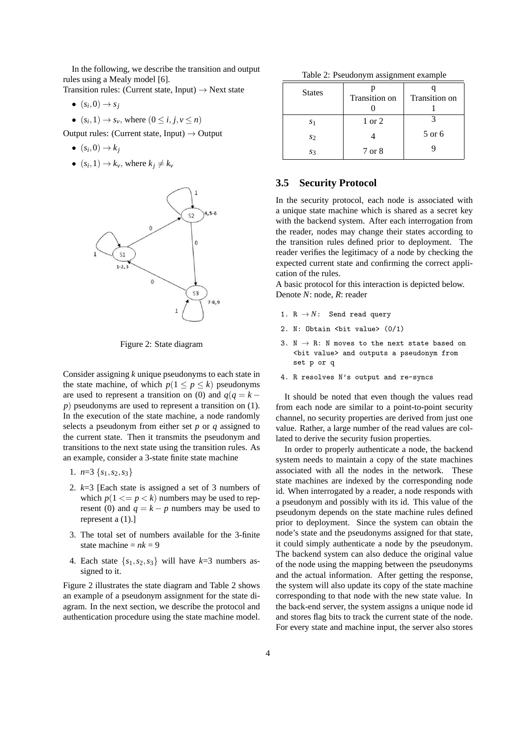In the following, we describe the transition and output rules using a Mealy model [6].

Transition rules: (Current state, Input) $\rightarrow$ Next state

- $(s_i, 0) \rightarrow s_j$
- $(s_i, 1) \rightarrow s_v$, where $(0 \leq i, j, v \leq n)$

Output rules: (Current state, Input) $\rightarrow$ Output

- $(s_i, 0) \rightarrow k_j$
- $(s_i, 1) \rightarrow k_v$, where $k_j \neq k_v$

Figure 2: State diagram

Consider assigning *k* unique pseudonyms to each state in the state machine, of which $p(1 \leq p \leq k)$ pseudonyms are used to represent a transition on (0) and $q(q = k - p)$ pseudonyms are used to represent a transition on (1). In the execution of the state machine, a node randomly selects a pseudonym from either set *p* or *q* assigned to the current state. Then it transmits the pseudonym and transitions to the next state using the transition rules. As an example, consider a 3-state finite state machine

1. *n*=3 $\{s_1, s_2, s_3\}$
2. *k*=3 [Each state is assigned a set of 3 numbers of which $p(1 <= p < k)$ numbers may be used to represent (0) and $q = k - p$ numbers may be used to represent a (1).]
3. The total set of numbers available for the 3-finite state machine = $nk$ = 9
4. Each state $\{s_1, s_2, s_3\}$ will have *k*=3 numbers assigned to it.

Figure 2 illustrates the state diagram and Table 2 shows an example of a pseudonym assignment for the state diagram. In the next section, we describe the protocol and authentication procedure using the state machine model.

Table 2: Pseudonym assignment example

| States | p Transition on 0 | q Transition on 1 |
|---|---|---|
| $s_1$ | 1 or 2 | 3 |
| $s_2$ | 4 | 5 or 6 |
| $s_3$ | 7 or 8 | 9 |

### 3.5 Security Protocol

In the security protocol, each node is associated with a unique state machine which is shared as a secret key with the backend system. After each interrogation from the reader, nodes may change their states according to the transition rules defined prior to deployment. The reader verifies the legitimacy of a node by checking the expected current state and confirming the correct application of the rules.

A basic protocol for this interaction is depicted below. Denote *N*: node, *R*: reader

```
1. R → N:  Send read query
2. N: Obtain <bit value> (0/1)
3. N → R: N moves to the next state based on
   <bit value> and outputs a pseudonym from
   set p or q
4. R resolves N's output and re-syncs
```

It should be noted that even though the values read from each node are similar to a point-to-point security channel, no security properties are derived from just one value. Rather, a large number of the read values are collated to derive the security fusion properties.

In order to properly authenticate a node, the backend system needs to maintain a copy of the state machines associated with all the nodes in the network. These state machines are indexed by the corresponding node id. When interrogated by a reader, a node responds with a pseudonym and possibly with its id. This value of the pseudonym depends on the state machine rules defined prior to deployment. Since the system can obtain the node's state and the pseudonyms assigned for that state, it could simply authenticate a node by the pseudonym. The backend system can also deduce the original value of the node using the mapping between the pseudonyms and the actual information. After getting the response, the system will also update its copy of the state machine corresponding to that node with the new state value. In the back-end server, the system assigns a unique node id and stores flag bits to track the current state of the node. For every state and machine input, the server also stores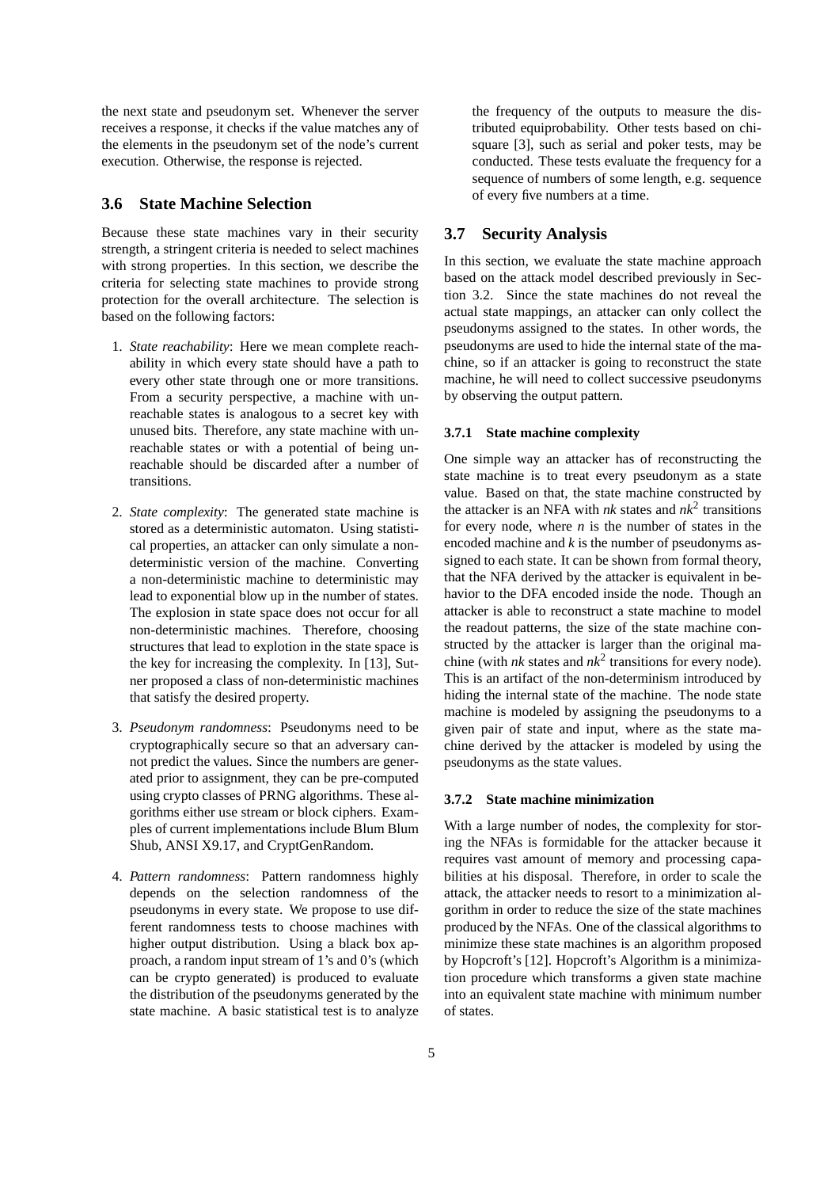the next state and pseudonym set. Whenever the server receives a response, it checks if the value matches any of the elements in the pseudonym set of the node's current execution. Otherwise, the response is rejected.

### 3.6 State Machine Selection

Because these state machines vary in their security strength, a stringent criteria is needed to select machines with strong properties. In this section, we describe the criteria for selecting state machines to provide strong protection for the overall architecture. The selection is based on the following factors:

1. *State reachability*: Here we mean complete reachability in which every state should have a path to every other state through one or more transitions. From a security perspective, a machine with unreachable states is analogous to a secret key with unused bits. Therefore, any state machine with unreachable states or with a potential of being unreachable should be discarded after a number of transitions.

2. *State complexity*: The generated state machine is stored as a deterministic automaton. Using statistical properties, an attacker can only simulate a nondeterministic version of the machine. Converting a non-deterministic machine to deterministic may lead to exponential blow up in the number of states. The explosion in state space does not occur for all non-deterministic machines. Therefore, choosing structures that lead to explotion in the state space is the key for increasing the complexity. In [13], Sutner proposed a class of non-deterministic machines that satisfy the desired property.

3. *Pseudonym randomness*: Pseudonyms need to be cryptographically secure so that an adversary cannot predict the values. Since the numbers are generated prior to assignment, they can be pre-computed using crypto classes of PRNG algorithms. These algorithms either use stream or block ciphers. Examples of current implementations include Blum Blum Shub, ANSI X9.17, and CryptGenRandom.

4. *Pattern randomness*: Pattern randomness highly depends on the selection randomness of the pseudonyms in every state. We propose to use different randomness tests to choose machines with higher output distribution. Using a black box approach, a random input stream of 1's and 0's (which can be crypto generated) is produced to evaluate the distribution of the pseudonyms generated by the state machine. A basic statistical test is to analyze the frequency of the outputs to measure the distributed equiprobability. Other tests based on chi-square [3], such as serial and poker tests, may be conducted. These tests evaluate the frequency for a sequence of numbers of some length, e.g. sequence of every five numbers at a time.

### 3.7 Security Analysis

In this section, we evaluate the state machine approach based on the attack model described previously in Section 3.2. Since the state machines do not reveal the actual state mappings, an attacker can only collect the pseudonyms assigned to the states. In other words, the pseudonyms are used to hide the internal state of the machine, so if an attacker is going to reconstruct the state machine, he will need to collect successive pseudonyms by observing the output pattern.

#### 3.7.1 State machine complexity

One simple way an attacker has of reconstructing the state machine is to treat every pseudonym as a state value. Based on that, the state machine constructed by the attacker is an NFA with $nk$ states and $nk^2$ transitions for every node, where $n$ is the number of states in the encoded machine and $k$ is the number of pseudonyms assigned to each state. It can be shown from formal theory, that the NFA derived by the attacker is equivalent in behavior to the DFA encoded inside the node. Though an attacker is able to reconstruct a state machine to model the readout patterns, the size of the state machine constructed by the attacker is larger than the original machine (with $nk$ states and $nk^2$ transitions for every node). This is an artifact of the non-determinism introduced by hiding the internal state of the machine. The node state machine is modeled by assigning the pseudonyms to a given pair of state and input, where as the state machine derived by the attacker is modeled by using the pseudonyms as the state values.

#### 3.7.2 State machine minimization

With a large number of nodes, the complexity for storing the NFAs is formidable for the attacker because it requires vast amount of memory and processing capabilities at his disposal. Therefore, in order to scale the attack, the attacker needs to resort to a minimization algorithm in order to reduce the size of the state machines produced by the NFAs. One of the classical algorithms to minimize these state machines is an algorithm proposed by Hopcroft's [12]. Hopcroft's Algorithm is a minimization procedure which transforms a given state machine into an equivalent state machine with minimum number of states.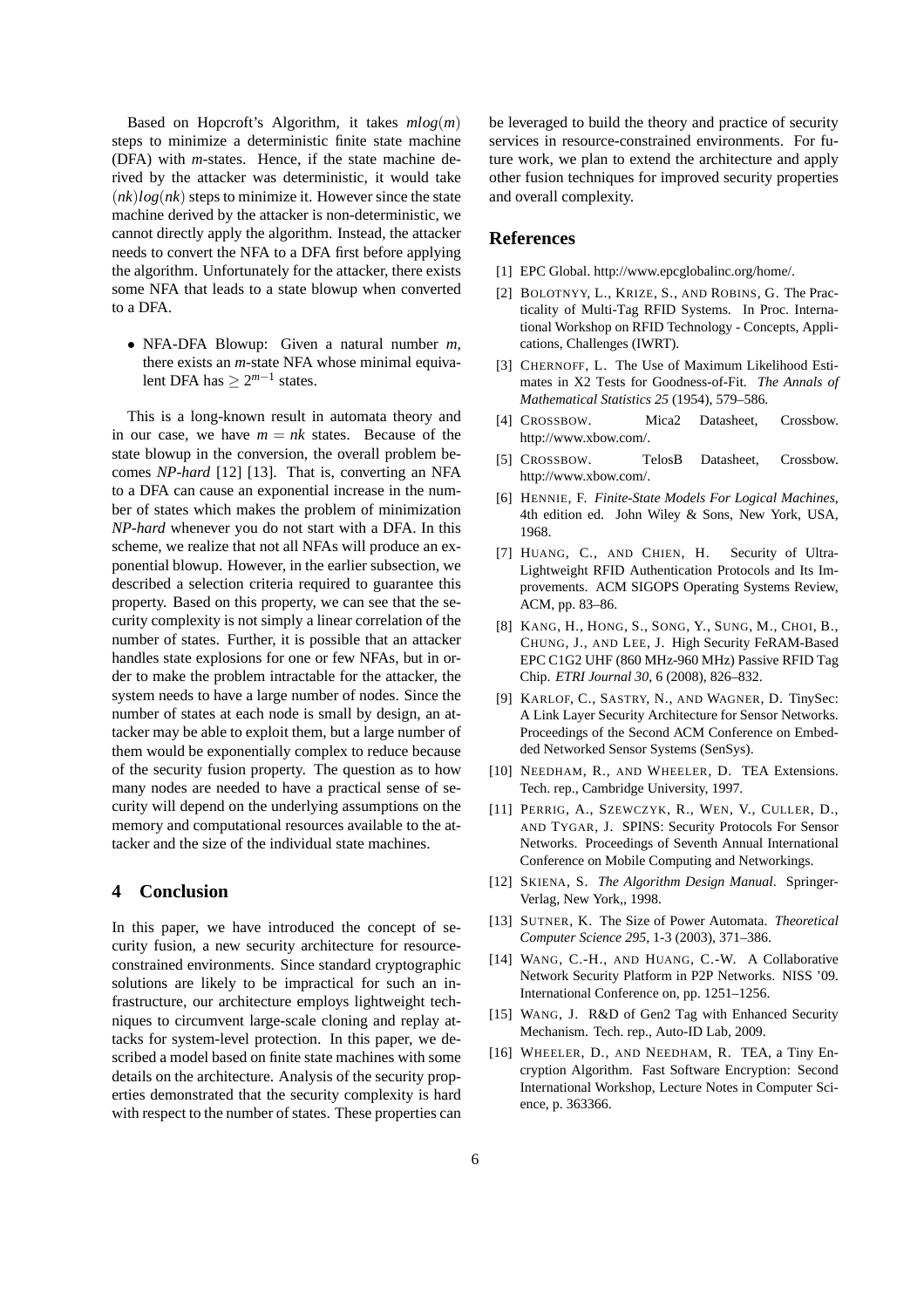Based on Hopcroft's Algorithm, it takes $m log(m)$ steps to minimize a deterministic finite state machine (DFA) with $m$-states. Hence, if the state machine derived by the attacker was deterministic, it would take $(nk)log(nk)$ steps to minimize it. However since the state machine derived by the attacker is non-deterministic, we cannot directly apply the algorithm. Instead, the attacker needs to convert the NFA to a DFA first before applying the algorithm. Unfortunately for the attacker, there exists some NFA that leads to a state blowup when converted to a DFA.

- NFA-DFA Blowup: Given a natural number $m$, there exists an $m$-state NFA whose minimal equivalent DFA has $\geq 2^{m-1}$ states.

This is a long-known result in automata theory and in our case, we have $m = nk$ states. Because of the state blowup in the conversion, the overall problem becomes *NP-hard* [12] [13]. That is, converting an NFA to a DFA can cause an exponential increase in the number of states which makes the problem of minimization *NP-hard* whenever you do not start with a DFA. In this scheme, we realize that not all NFAs will produce an exponential blowup. However, in the earlier subsection, we described a selection criteria required to guarantee this property. Based on this property, we can see that the security complexity is not simply a linear correlation of the number of states. Further, it is possible that an attacker handles state explosions for one or few NFAs, but in order to make the problem intractable for the attacker, the system needs to have a large number of nodes. Since the number of states at each node is small by design, an attacker may be able to exploit them, but a large number of them would be exponentially complex to reduce because of the security fusion property. The question as to how many nodes are needed to have a practical sense of security will depend on the underlying assumptions on the memory and computational resources available to the attacker and the size of the individual state machines.

## 4 Conclusion

In this paper, we have introduced the concept of security fusion, a new security architecture for resource-constrained environments. Since standard cryptographic solutions are likely to be impractical for such an infrastructure, our architecture employs lightweight techniques to circumvent large-scale cloning and replay attacks for system-level protection. In this paper, we described a model based on finite state machines with some details on the architecture. Analysis of the security properties demonstrated that the security complexity is hard with respect to the number of states. These properties can be leveraged to build the theory and practice of security services in resource-constrained environments. For future work, we plan to extend the architecture and apply other fusion techniques for improved security properties and overall complexity.

## References

[1] EPC Global. http://www.epcglobalinc.org/home/.

[2] BOLOTNYY, L., KRIZE, S., AND ROBINS, G. The Practicality of Multi-Tag RFID Systems. In Proc. International Workshop on RFID Technology - Concepts, Applications, Challenges (IWRT).

[3] CHERNOFF, L. The Use of Maximum Likelihood Estimates in X2 Tests for Goodness-of-Fit. *The Annals of Mathematical Statistics 25* (1954), 579–586.

[4] CROSSBOW. Mica2 Datasheet, Crossbow. http://www.xbow.com/.

[5] CROSSBOW. TelosB Datasheet, Crossbow. http://www.xbow.com/.

[6] HENNIE, F. *Finite-State Models For Logical Machines*, 4th edition ed. John Wiley & Sons, New York, USA, 1968.

[7] HUANG, C., AND CHIEN, H. Security of Ultra-Lightweight RFID Authentication Protocols and Its Improvements. ACM SIGOPS Operating Systems Review, ACM, pp. 83–86.

[8] KANG, H., HONG, S., SONG, Y., SUNG, M., CHOI, B., CHUNG, J., AND LEE, J. High Security FeRAM-Based EPC C1G2 UHF (860 MHz-960 MHz) Passive RFID Tag Chip. *ETRI Journal 30*, 6 (2008), 826–832.

[9] KARLOF, C., SASTRY, N., AND WAGNER, D. TinySec: A Link Layer Security Architecture for Sensor Networks. Proceedings of the Second ACM Conference on Embedded Networked Sensor Systems (SenSys).

[10] NEEDHAM, R., AND WHEELER, D. TEA Extensions. Tech. rep., Cambridge University, 1997.

[11] PERRIG, A., SZEWCZYK, R., WEN, V., CULLER, D., AND TYGAR, J. SPINS: Security Protocols For Sensor Networks. Proceedings of Seventh Annual International Conference on Mobile Computing and Networkings.

[12] SKIENA, S. *The Algorithm Design Manual*. Springer-Verlag, New York,, 1998.

[13] SUTNER, K. The Size of Power Automata. *Theoretical Computer Science 295*, 1-3 (2003), 371–386.

[14] WANG, C.-H., AND HUANG, C.-W. A Collaborative Network Security Platform in P2P Networks. NISS '09. International Conference on, pp. 1251–1256.

[15] WANG, J. R&D of Gen2 Tag with Enhanced Security Mechanism. Tech. rep., Auto-ID Lab, 2009.

[16] WHEELER, D., AND NEEDHAM, R. TEA, a Tiny Encryption Algorithm. Fast Software Encryption: Second International Workshop, Lecture Notes in Computer Science, p. 363366.